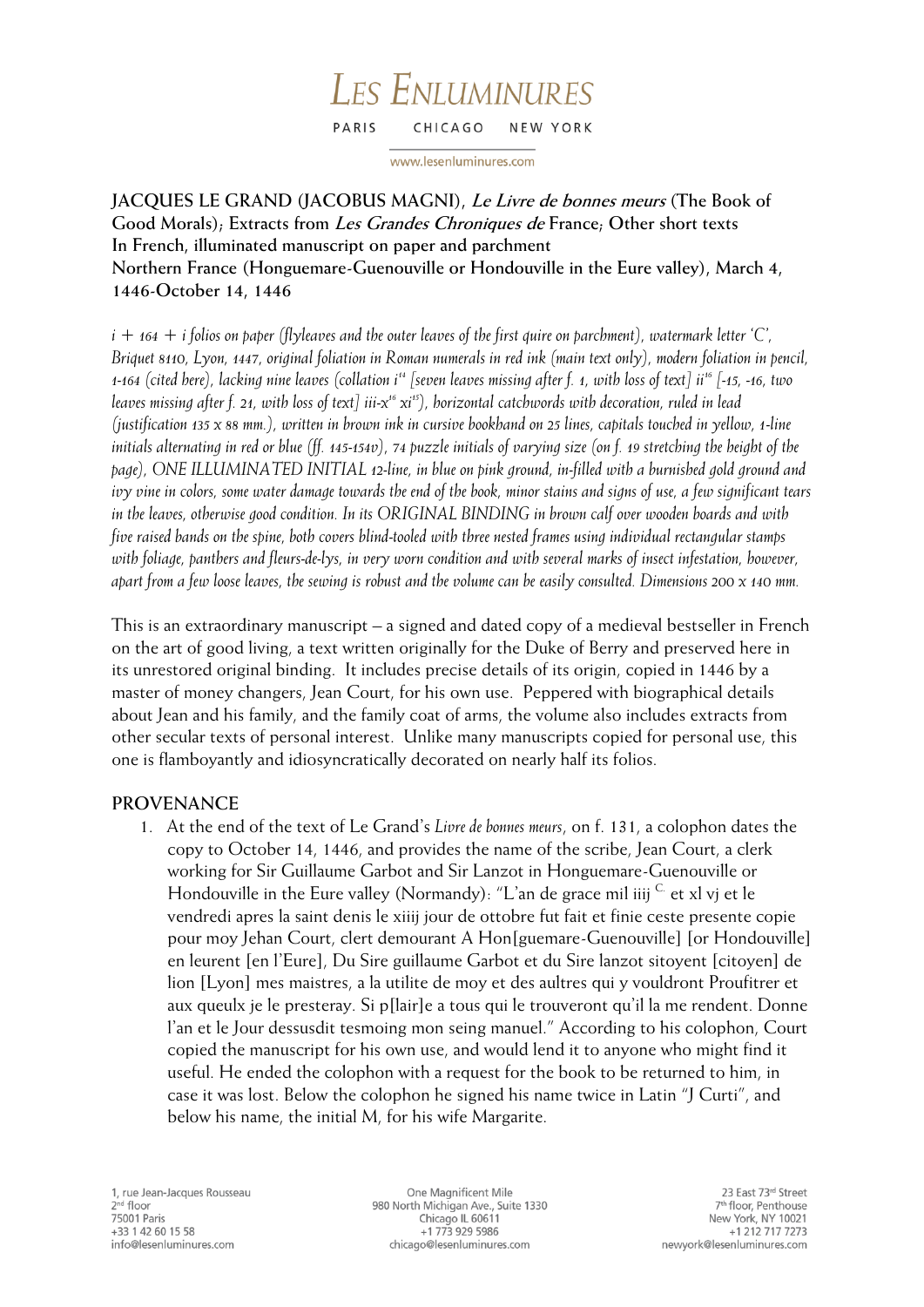# LES ENLUMINURES

PARIS CHICAGO NEW YORK

www.lesenluminures.com

**JACQUES LE GRAND (JACOBUS MAGNI), *Le Livre de bonnes meurs* (The Book of Good Morals); Extracts from *Les Grandes Chroniques de* France; Other short texts**
**In French, illuminated manuscript on paper and parchment**
**Northern France (Honguemare-Guenouville or Hondouville in the Eure valley), March 4, 1446-October 14, 1446**

*i + 164 + i folios on paper (flyleaves and the outer leaves of the first quire on parchment), watermark letter 'C', Briquet 8110, Lyon, 1447, original foliation in Roman numerals in red ink (main text only), modern foliation in pencil, 1-164 (cited here), lacking nine leaves (collation i[14] [seven leaves missing after f. 1, with loss of text] ii[16] [-15, -16, two leaves missing after f. 21, with loss of text] iii-x[16] xi[15]), horizontal catchwords with decoration, ruled in lead (justification 135 x 88 mm.), written in brown ink in cursive bookhand on 25 lines, capitals touched in yellow, 1-line initials alternating in red or blue (ff. 145-154v), 74 puzzle initials of varying size (on f. 19 stretching the height of the page), ONE ILLUMINATED INITIAL 12-line, in blue on pink ground, in-filled with a burnished gold ground and ivy vine in colors, some water damage towards the end of the book, minor stains and signs of use, a few significant tears in the leaves, otherwise good condition. In its ORIGINAL BINDING in brown calf over wooden boards and with five raised bands on the spine, both covers blind-tooled with three nested frames using individual rectangular stamps with foliage, panthers and fleurs-de-lys, in very worn condition and with several marks of insect infestation, however, apart from a few loose leaves, the sewing is robust and the volume can be easily consulted. Dimensions 200 x 140 mm.*

This is an extraordinary manuscript – a signed and dated copy of a medieval bestseller in French on the art of good living, a text written originally for the Duke of Berry and preserved here in its unrestored original binding. It includes precise details of its origin, copied in 1446 by a master of money changers, Jean Court, for his own use. Peppered with biographical details about Jean and his family, and the family coat of arms, the volume also includes extracts from other secular texts of personal interest. Unlike many manuscripts copied for personal use, this one is flamboyantly and idiosyncratically decorated on nearly half its folios.

## PROVENANCE

1. At the end of the text of Le Grand's *Livre de bonnes meurs*, on f. 131, a colophon dates the copy to October 14, 1446, and provides the name of the scribe, Jean Court, a clerk working for Sir Guillaume Garbot and Sir Lanzot in Honguemare-Guenouville or Hondouville in the Eure valley (Normandy): "L'an de grace mil iiij [C.] et xl vj et le vendredi apres la saint denis le xiiij jour de ottobre fut fait et finie ceste presente copie pour moy Jehan Court, clert demourant A Hon[guemare-Guenouville] [or Hondouville] en leurent [en l'Eure], Du Sire guillaume Garbot et du Sire lanzot sitoyent [citoyen] de lion [Lyon] mes maistres, a la utilite de moy et des aultres qui y vouldront Proufitrer et aux queulx je le presteray. Si p[lair]e a tous qui le trouveront qu'il la me rendent. Donne l'an et le Jour dessusdit tesmoing mon seing manuel." According to his colophon, Court copied the manuscript for his own use, and would lend it to anyone who might find it useful. He ended the colophon with a request for the book to be returned to him, in case it was lost. Below the colophon he signed his name twice in Latin "J Curti", and below his name, the initial M, for his wife Margarite.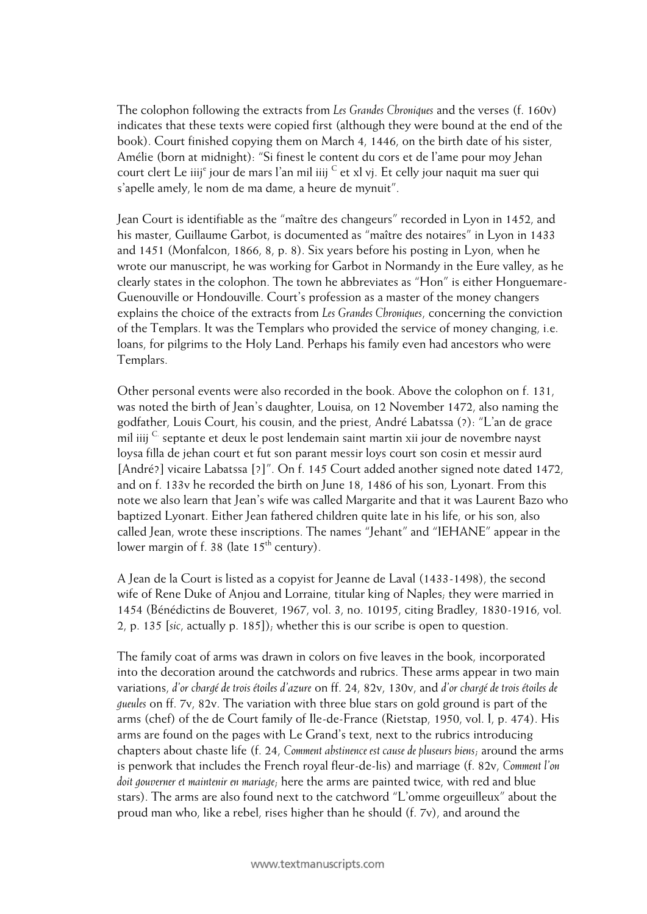The colophon following the extracts from *Les Grandes Chroniques* and the verses (f. 160v) indicates that these texts were copied first (although they were bound at the end of the book). Court finished copying them on March 4, 1446, on the birth date of his sister, Amélie (born at midnight): "Si finest le content du cors et de l'ame pour moy Jehan court clert Le iiij[e] jour de mars l'an mil iiij [C] et xl vj. Et celly jour naquit ma suer qui s'apelle amely, le nom de ma dame, a heure de mynuit".

Jean Court is identifiable as the "maître des changeurs" recorded in Lyon in 1452, and his master, Guillaume Garbot, is documented as "maître des notaires" in Lyon in 1433 and 1451 (Monfalcon, 1866, 8, p. 8). Six years before his posting in Lyon, when he wrote our manuscript, he was working for Garbot in Normandy in the Eure valley, as he clearly states in the colophon. The town he abbreviates as "Hon" is either Honguemare-Guenouville or Hondouville. Court's profession as a master of the money changers explains the choice of the extracts from *Les Grandes Chroniques*, concerning the conviction of the Templars. It was the Templars who provided the service of money changing, i.e. loans, for pilgrims to the Holy Land. Perhaps his family even had ancestors who were Templars.

Other personal events were also recorded in the book. Above the colophon on f. 131, was noted the birth of Jean's daughter, Louisa, on 12 November 1472, also naming the godfather, Louis Court, his cousin, and the priest, André Labatssa (?): "L'an de grace mil iiij [C.] septante et deux le post lendemain saint martin xii jour de novembre nayst loysa filla de jehan court et fut son parant messir loys court son cosin et messir aurd [André?] vicaire Labatssa [?]". On f. 145 Court added another signed note dated 1472, and on f. 133v he recorded the birth on June 18, 1486 of his son, Lyonart. From this note we also learn that Jean's wife was called Margarite and that it was Laurent Bazo who baptized Lyonart. Either Jean fathered children quite late in his life, or his son, also called Jean, wrote these inscriptions. The names "Jehant" and "IEHANE" appear in the lower margin of f. 38 (late 15[th] century).

A Jean de la Court is listed as a copyist for Jeanne de Laval (1433-1498), the second wife of Rene Duke of Anjou and Lorraine, titular king of Naples; they were married in 1454 (Bénédictins de Bouveret, 1967, vol. 3, no. 10195, citing Bradley, 1830-1916, vol. 2, p. 135 [*sic*, actually p. 185]); whether this is our scribe is open to question.

The family coat of arms was drawn in colors on five leaves in the book, incorporated into the decoration around the catchwords and rubrics. These arms appear in two main variations, *d'or chargé de trois étoiles d'azure* on ff. 24, 82v, 130v, and *d'or chargé de trois étoiles de gueules* on ff. 7v, 82v. The variation with three blue stars on gold ground is part of the arms (chef) of the de Court family of Ile-de-France (Rietstap, 1950, vol. I, p. 474). His arms are found on the pages with Le Grand's text, next to the rubrics introducing chapters about chaste life (f. 24, *Comment abstinence est cause de pluseurs biens*; around the arms is penwork that includes the French royal fleur-de-lis) and marriage (f. 82v, *Comment l'on doit gouverner et maintenir en mariage*; here the arms are painted twice, with red and blue stars). The arms are also found next to the catchword "L'omme orgeuilleux" about the proud man who, like a rebel, rises higher than he should (f. 7v), and around the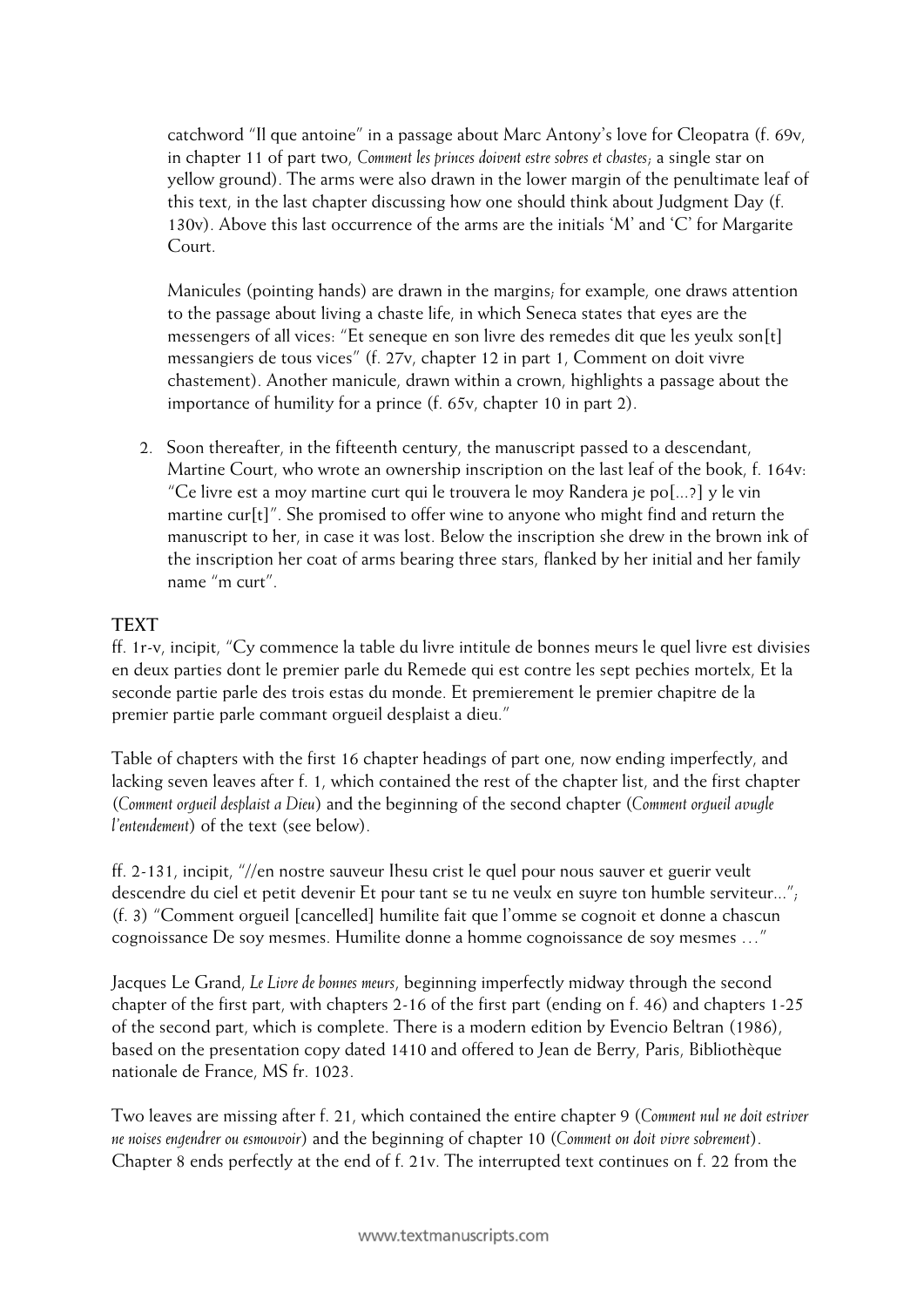catchword "Il que antoine" in a passage about Marc Antony's love for Cleopatra (f. 69v, in chapter 11 of part two, *Comment les princes doivent estre sobres et chastes*; a single star on yellow ground). The arms were also drawn in the lower margin of the penultimate leaf of this text, in the last chapter discussing how one should think about Judgment Day (f. 130v). Above this last occurrence of the arms are the initials 'M' and 'C' for Margarite Court.

Manicules (pointing hands) are drawn in the margins; for example, one draws attention to the passage about living a chaste life, in which Seneca states that eyes are the messengers of all vices: "Et seneque en son livre des remedes dit que les yeulx son[t] messangiers de tous vices" (f. 27v, chapter 12 in part 1, Comment on doit vivre chastement). Another manicule, drawn within a crown, highlights a passage about the importance of humility for a prince (f. 65v, chapter 10 in part 2).

2. Soon thereafter, in the fifteenth century, the manuscript passed to a descendant, Martine Court, who wrote an ownership inscription on the last leaf of the book, f. 164v: "Ce livre est a moy martine curt qui le trouvera le moy Randera je po[...?] y le vin martine cur[t]". She promised to offer wine to anyone who might find and return the manuscript to her, in case it was lost. Below the inscription she drew in the brown ink of the inscription her coat of arms bearing three stars, flanked by her initial and her family name "m curt".

## TEXT

ff. 1r-v, incipit, "Cy commence la table du livre intitule de bonnes meurs le quel livre est divisies en deux parties dont le premier parle du Remede qui est contre les sept pechies mortelx, Et la seconde partie parle des trois estas du monde. Et premierement le premier chapitre de la premier partie parle commant orgueil desplaist a dieu."

Table of chapters with the first 16 chapter headings of part one, now ending imperfectly, and lacking seven leaves after f. 1, which contained the rest of the chapter list, and the first chapter (*Comment orgueil desplaist a Dieu*) and the beginning of the second chapter (*Comment orgueil avugle l'entendement*) of the text (see below).

ff. 2-131, incipit, "//en nostre sauveur Ihesu crist le quel pour nous sauver et guerir veult descendre du ciel et petit devenir Et pour tant se tu ne veulx en suyre ton humble serviteur..."; (f. 3) "Comment orgueil [cancelled] humilite fait que l'omme se cognoit et donne a chascun cognoissance De soy mesmes. Humilite donne a homme cognoissance de soy mesmes …"

Jacques Le Grand, *Le Livre de bonnes meurs*, beginning imperfectly midway through the second chapter of the first part, with chapters 2-16 of the first part (ending on f. 46) and chapters 1-25 of the second part, which is complete. There is a modern edition by Evencio Beltran (1986), based on the presentation copy dated 1410 and offered to Jean de Berry, Paris, Bibliothèque nationale de France, MS fr. 1023.

Two leaves are missing after f. 21, which contained the entire chapter 9 (*Comment nul ne doit estriver ne noises engendrer ou esmouvoir*) and the beginning of chapter 10 (*Comment on doit vivre sobrement*). Chapter 8 ends perfectly at the end of f. 21v. The interrupted text continues on f. 22 from the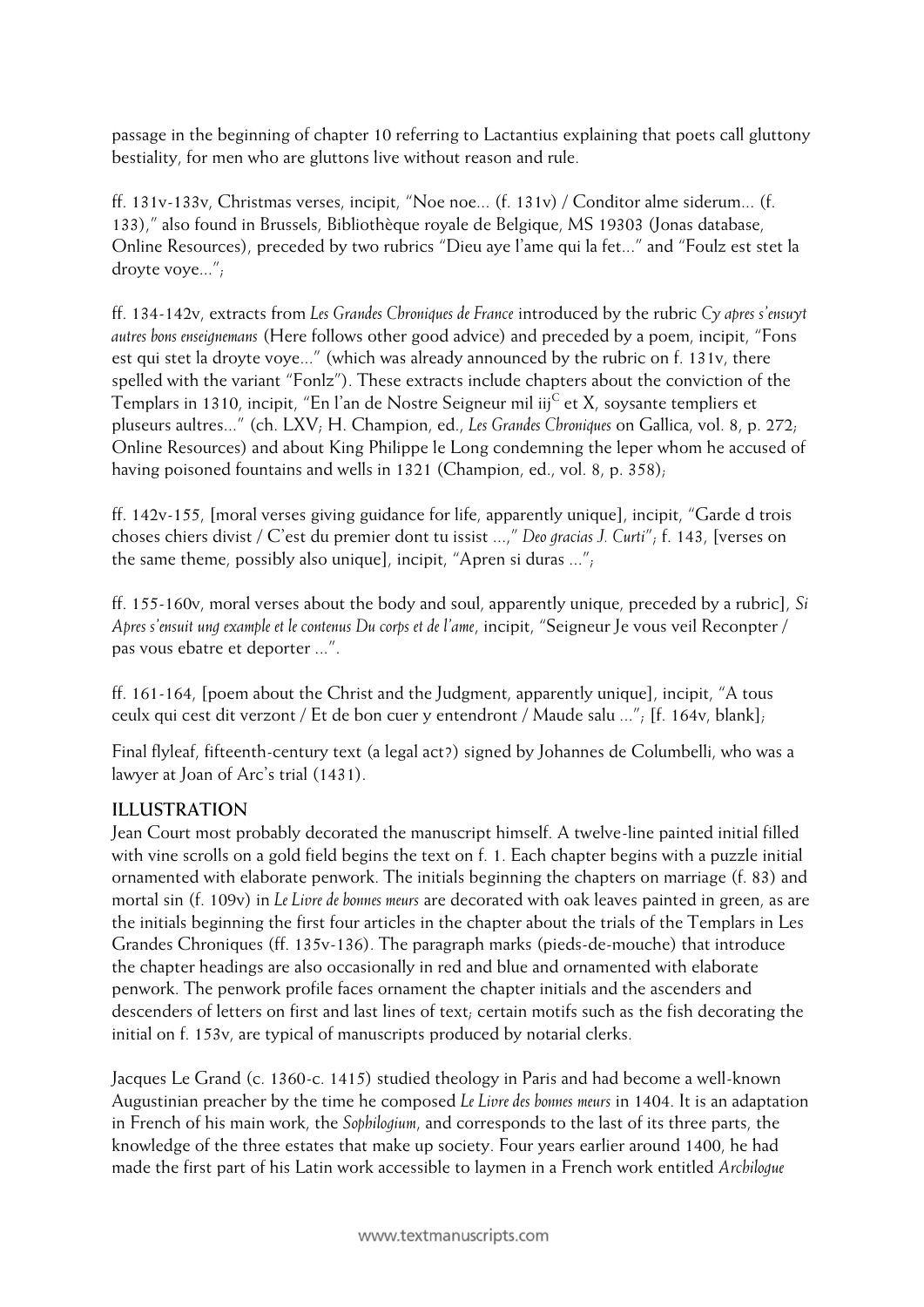passage in the beginning of chapter 10 referring to Lactantius explaining that poets call gluttony bestiality, for men who are gluttons live without reason and rule.

ff. 131v-133v, Christmas verses, incipit, "Noe noe… (f. 131v) / Conditor alme siderum… (f. 133)," also found in Brussels, Bibliothèque royale de Belgique, MS 19303 (Jonas database, Online Resources), preceded by two rubrics "Dieu aye l'ame qui la fet…" and "Foulz est stet la droyte voye…";

ff. 134-142v, extracts from *Les Grandes Chroniques de France* introduced by the rubric *Cy apres s'ensuyt autres bons enseignemans* (Here follows other good advice) and preceded by a poem, incipit, "Fons est qui stet la droyte voye…" (which was already announced by the rubric on f. 131v, there spelled with the variant "Fonlz"). These extracts include chapters about the conviction of the Templars in 1310, incipit, "En l'an de Nostre Seigneur mil iij$^{C}$ et X, soysante templiers et pluseurs aultres…" (ch. LXV; H. Champion, ed., *Les Grandes Chroniques* on Gallica, vol. 8, p. 272; Online Resources) and about King Philippe le Long condemning the leper whom he accused of having poisoned fountains and wells in 1321 (Champion, ed., vol. 8, p. 358);

ff. 142v-155, [moral verses giving guidance for life, apparently unique], incipit, "Garde d trois choses chiers divist / C'est du premier dont tu issist …," *Deo gracias J. Curti*"; f. 143, [verses on the same theme, possibly also unique], incipit, "Apren si duras …";

ff. 155-160v, moral verses about the body and soul, apparently unique, preceded by a rubric], *Si Apres s'ensuit ung example et le contenus Du corps et de l'ame*, incipit, "Seigneur Je vous veil Reconpter / pas vous ebatre et deporter …".

ff. 161-164, [poem about the Christ and the Judgment, apparently unique], incipit, "A tous ceulx qui cest dit verzont / Et de bon cuer y entendront / Maude salu …"; [f. 164v, blank];

Final flyleaf, fifteenth-century text (a legal act?) signed by Johannes de Columbelli, who was a lawyer at Joan of Arc's trial (1431).

## ILLUSTRATION

Jean Court most probably decorated the manuscript himself. A twelve-line painted initial filled with vine scrolls on a gold field begins the text on f. 1. Each chapter begins with a puzzle initial ornamented with elaborate penwork. The initials beginning the chapters on marriage (f. 83) and mortal sin (f. 109v) in *Le Livre de bonnes meurs* are decorated with oak leaves painted in green, as are the initials beginning the first four articles in the chapter about the trials of the Templars in Les Grandes Chroniques (ff. 135v-136). The paragraph marks (pieds-de-mouche) that introduce the chapter headings are also occasionally in red and blue and ornamented with elaborate penwork. The penwork profile faces ornament the chapter initials and the ascenders and descenders of letters on first and last lines of text; certain motifs such as the fish decorating the initial on f. 153v, are typical of manuscripts produced by notarial clerks.

Jacques Le Grand (c. 1360-c. 1415) studied theology in Paris and had become a well-known Augustinian preacher by the time he composed *Le Livre des bonnes meurs* in 1404. It is an adaptation in French of his main work, the *Sophilogium*, and corresponds to the last of its three parts, the knowledge of the three estates that make up society. Four years earlier around 1400, he had made the first part of his Latin work accessible to laymen in a French work entitled *Archilogue*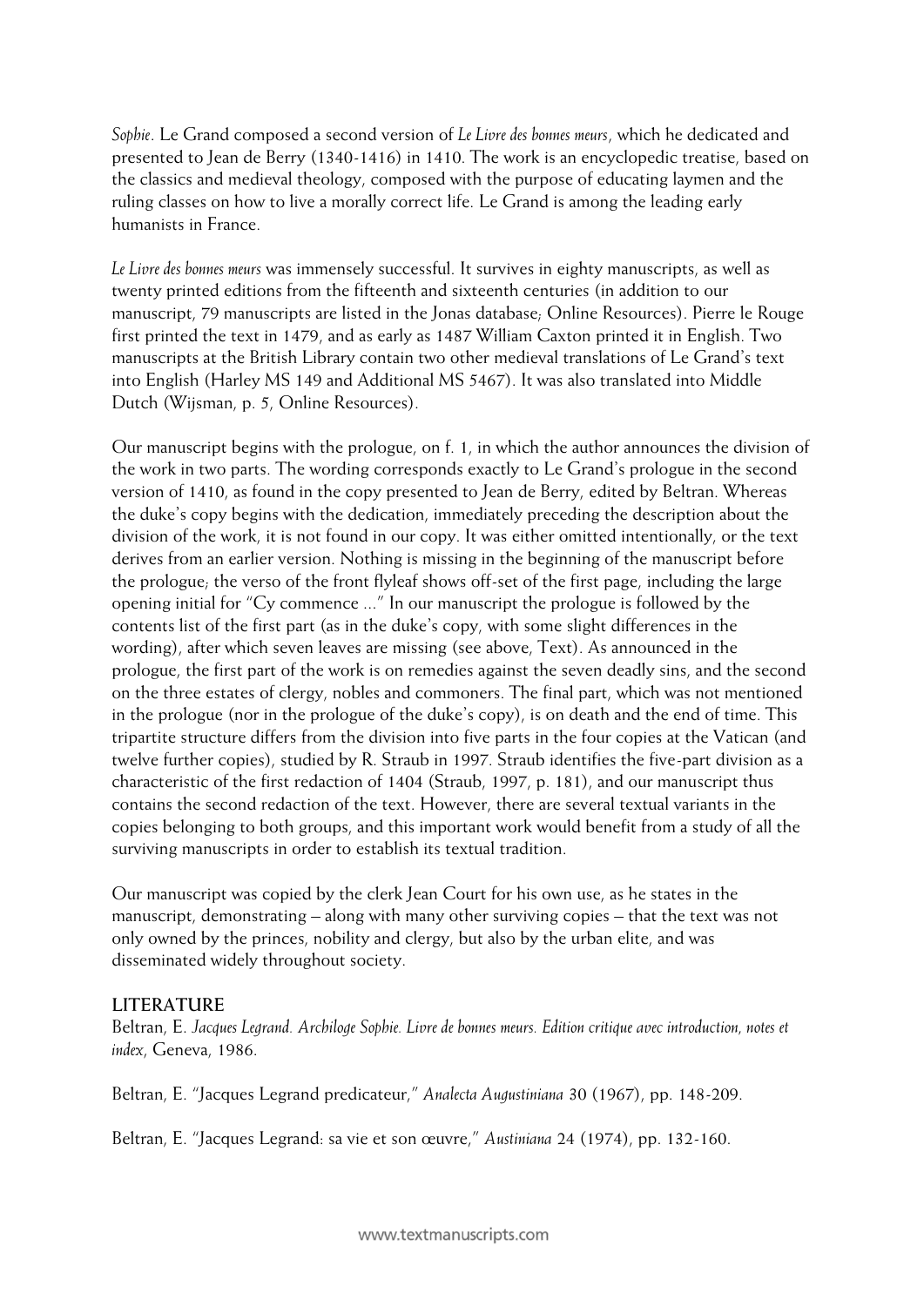*Sophie*. Le Grand composed a second version of *Le Livre des bonnes meurs*, which he dedicated and presented to Jean de Berry (1340-1416) in 1410. The work is an encyclopedic treatise, based on the classics and medieval theology, composed with the purpose of educating laymen and the ruling classes on how to live a morally correct life. Le Grand is among the leading early humanists in France.

*Le Livre des bonnes meurs* was immensely successful. It survives in eighty manuscripts, as well as twenty printed editions from the fifteenth and sixteenth centuries (in addition to our manuscript, 79 manuscripts are listed in the Jonas database; Online Resources). Pierre le Rouge first printed the text in 1479, and as early as 1487 William Caxton printed it in English. Two manuscripts at the British Library contain two other medieval translations of Le Grand's text into English (Harley MS 149 and Additional MS 5467). It was also translated into Middle Dutch (Wijsman, p. 5, Online Resources).

Our manuscript begins with the prologue, on f. 1, in which the author announces the division of the work in two parts. The wording corresponds exactly to Le Grand's prologue in the second version of 1410, as found in the copy presented to Jean de Berry, edited by Beltran. Whereas the duke's copy begins with the dedication, immediately preceding the description about the division of the work, it is not found in our copy. It was either omitted intentionally, or the text derives from an earlier version. Nothing is missing in the beginning of the manuscript before the prologue; the verso of the front flyleaf shows off-set of the first page, including the large opening initial for "Cy commence ..." In our manuscript the prologue is followed by the contents list of the first part (as in the duke's copy, with some slight differences in the wording), after which seven leaves are missing (see above, Text). As announced in the prologue, the first part of the work is on remedies against the seven deadly sins, and the second on the three estates of clergy, nobles and commoners. The final part, which was not mentioned in the prologue (nor in the prologue of the duke's copy), is on death and the end of time. This tripartite structure differs from the division into five parts in the four copies at the Vatican (and twelve further copies), studied by R. Straub in 1997. Straub identifies the five-part division as a characteristic of the first redaction of 1404 (Straub, 1997, p. 181), and our manuscript thus contains the second redaction of the text. However, there are several textual variants in the copies belonging to both groups, and this important work would benefit from a study of all the surviving manuscripts in order to establish its textual tradition.

Our manuscript was copied by the clerk Jean Court for his own use, as he states in the manuscript, demonstrating – along with many other surviving copies – that the text was not only owned by the princes, nobility and clergy, but also by the urban elite, and was disseminated widely throughout society.

## LITERATURE

Beltran, E. *Jacques Legrand. Archiloge Sophie. Livre de bonnes meurs. Edition critique avec introduction, notes et index*, Geneva, 1986.

Beltran, E. "Jacques Legrand predicateur," *Analecta Augustiniana* 30 (1967), pp. 148-209.

Beltran, E. "Jacques Legrand: sa vie et son œuvre," *Austiniana* 24 (1974), pp. 132-160.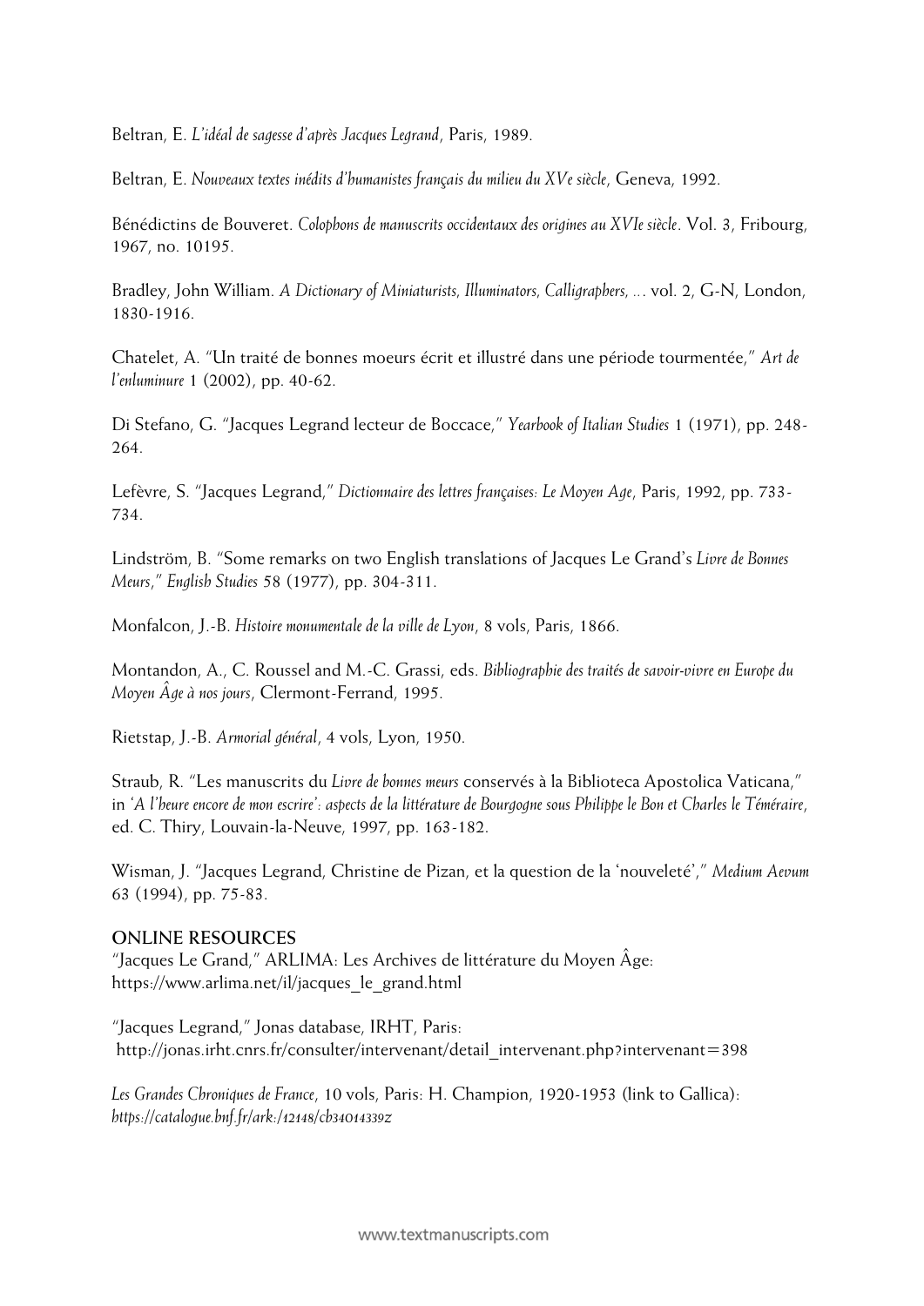Beltran, E. *L'idéal de sagesse d'après Jacques Legrand*, Paris, 1989.

Beltran, E. *Nouveaux textes inédits d'humanistes français du milieu du XVe siècle*, Geneva, 1992.

Bénédictins de Bouveret. *Colophons de manuscrits occidentaux des origines au XVIe siècle*. Vol. 3, Fribourg, 1967, no. 10195.

Bradley, John William. *A Dictionary of Miniaturists, Illuminators, Calligraphers, ...* vol. 2, G-N, London, 1830-1916.

Chatelet, A. "Un traité de bonnes moeurs écrit et illustré dans une période tourmentée," *Art de l'enluminure* 1 (2002), pp. 40-62.

Di Stefano, G. "Jacques Legrand lecteur de Boccace," *Yearbook of Italian Studies* 1 (1971), pp. 248-264.

Lefèvre, S. "Jacques Legrand," *Dictionnaire des lettres françaises: Le Moyen Age*, Paris, 1992, pp. 733-734.

Lindström, B. "Some remarks on two English translations of Jacques Le Grand's *Livre de Bonnes Meurs*," *English Studies* 58 (1977), pp. 304-311.

Monfalcon, J.-B. *Histoire monumentale de la ville de Lyon*, 8 vols, Paris, 1866.

Montandon, A., C. Roussel and M.-C. Grassi, eds. *Bibliographie des traités de savoir-vivre en Europe du Moyen Âge à nos jours*, Clermont-Ferrand, 1995.

Rietstap, J.-B. *Armorial général*, 4 vols, Lyon, 1950.

Straub, R. "Les manuscrits du *Livre de bonnes meurs* conservés à la Biblioteca Apostolica Vaticana," in *'A l'heure encore de mon escrire': aspects de la littérature de Bourgogne sous Philippe le Bon et Charles le Téméraire*, ed. C. Thiry, Louvain-la-Neuve, 1997, pp. 163-182.

Wisman, J. "Jacques Legrand, Christine de Pizan, et la question de la 'nouveleté'," *Medium Aevum* 63 (1994), pp. 75-83.

**ONLINE RESOURCES**

"Jacques Le Grand," ARLIMA: Les Archives de littérature du Moyen Âge: https://www.arlima.net/il/jacques_le_grand.html

"Jacques Legrand," Jonas database, IRHT, Paris: http://jonas.irht.cnrs.fr/consulter/intervenant/detail_intervenant.php?intervenant=398

*Les Grandes Chroniques de France*, 10 vols, Paris: H. Champion, 1920-1953 (link to Gallica): *https://catalogue.bnf.fr/ark:/12148/cb34014339z*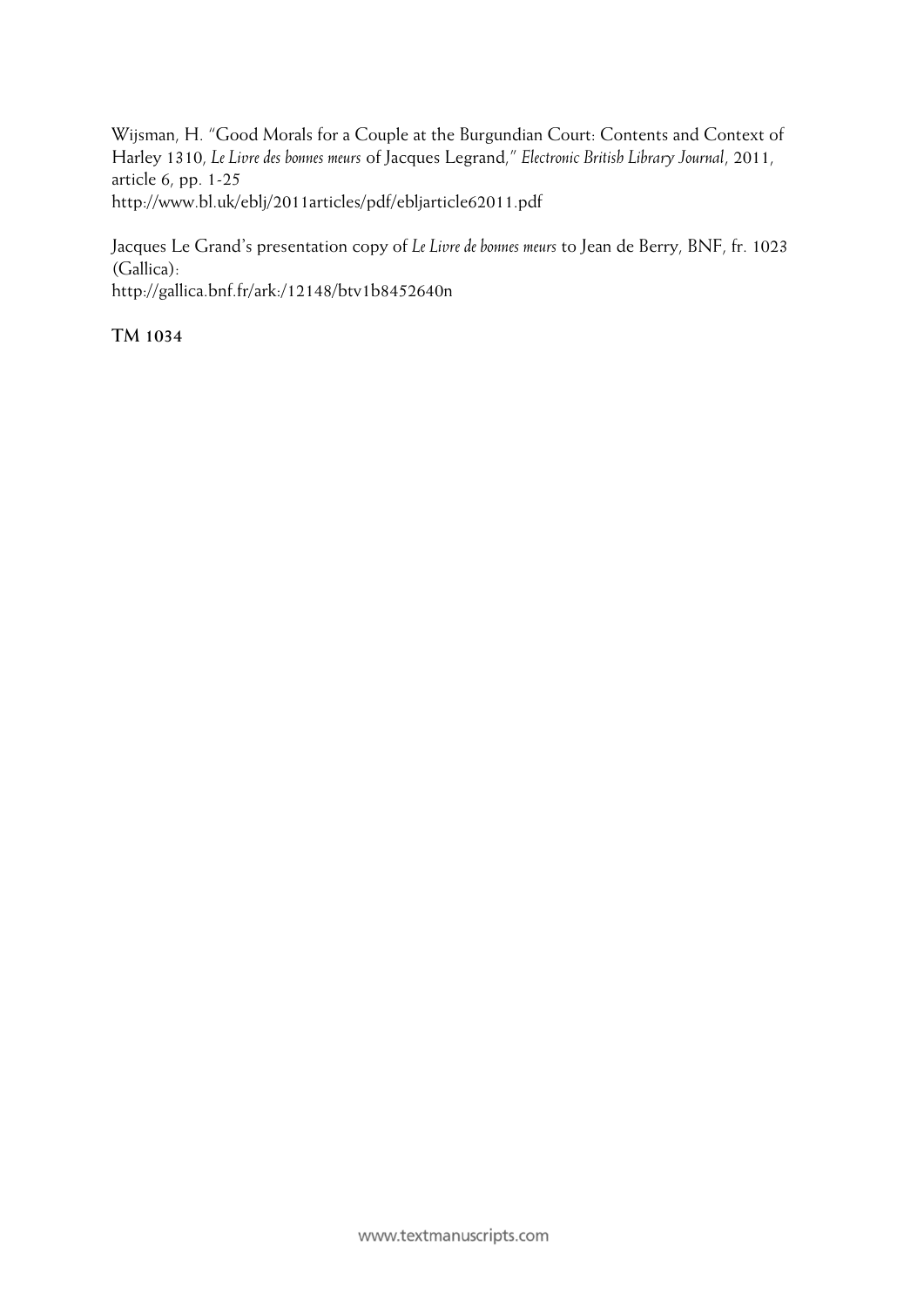Wijsman, H. "Good Morals for a Couple at the Burgundian Court: Contents and Context of Harley 1310, *Le Livre des bonnes meurs* of Jacques Legrand," *Electronic British Library Journal*, 2011, article 6, pp. 1-25
http://www.bl.uk/eblj/2011articles/pdf/ebljarticle62011.pdf

Jacques Le Grand's presentation copy of *Le Livre de bonnes meurs* to Jean de Berry, BNF, fr. 1023 (Gallica):
http://gallica.bnf.fr/ark:/12148/btv1b8452640n

**TM 1034**